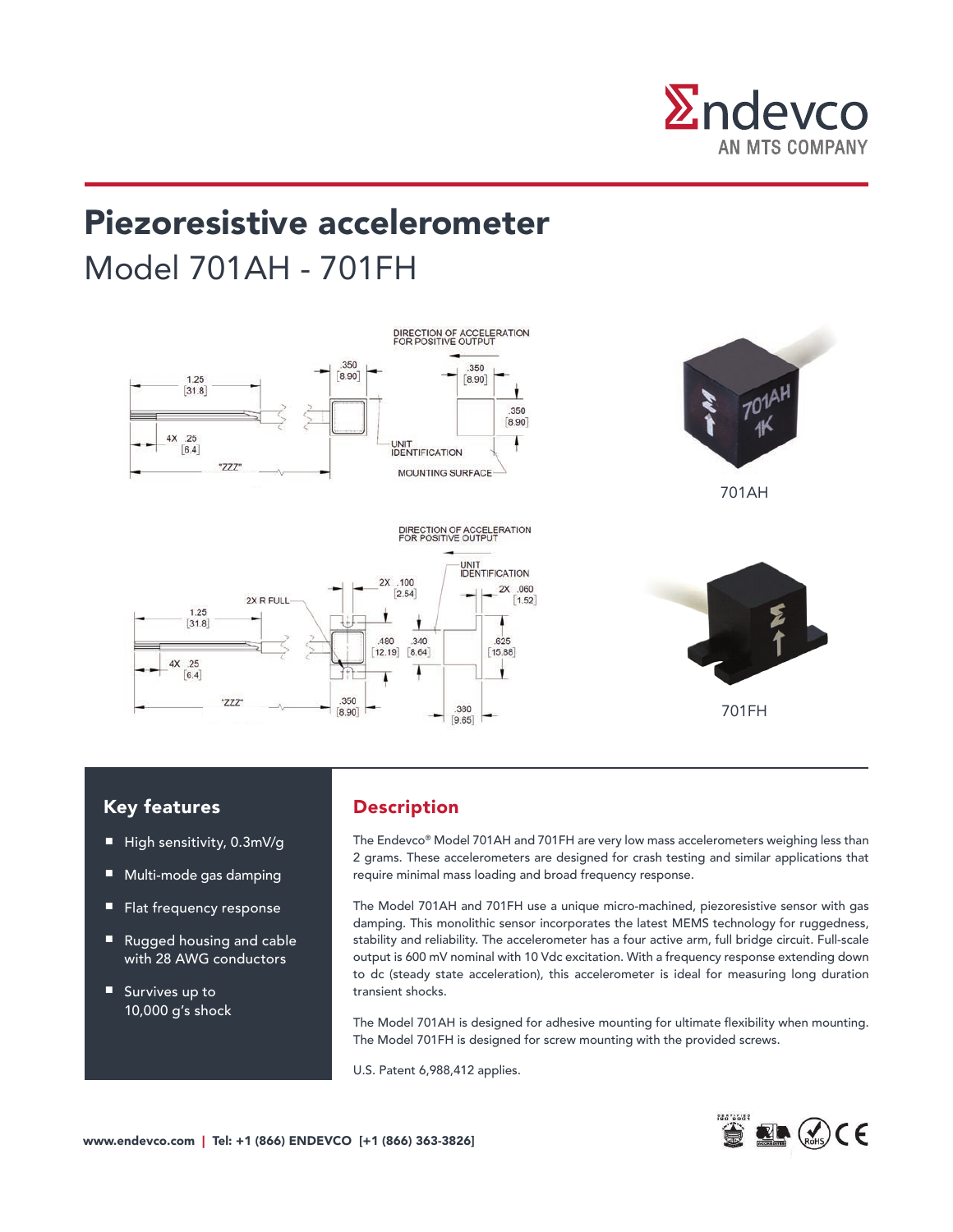# Piezoresistive accelerometer

## Model 701AH - 701FH

DIRECTION OF ACCELERATION FOR POSITIVE OUTPUT

1.25 [31.8]

.350 [8.90]

.350 [8.90]

.350 [8.90]

4X .25 [6.4]

UNIT IDENTIFICATION

"ZZZ"

MOUNTING SURFACE

701AH

DIRECTION OF ACCELERATION FOR POSITIVE OUTPUT

UNIT IDENTIFICATION

2X .100 [2.54]

2X .060 [1.52]

2X R FULL

1.25 [31.8]

.480 [12.19]

.340 [8.64]

.625 [15.88]

4X .25 [6.4]

"ZZZ"

.350 [8.90]

.380 [9.65]

701FH

### Key features

- High sensitivity, 0.3mV/g
- Multi-mode gas damping
- Flat frequency response
- Rugged housing and cable with 28 AWG conductors
- Survives up to 10,000 g's shock

### Description

The Endevco® Model 701AH and 701FH are very low mass accelerometers weighing less than 2 grams. These accelerometers are designed for crash testing and similar applications that require minimal mass loading and broad frequency response.

The Model 701AH and 701FH use a unique micro-machined, piezoresistive sensor with gas damping. This monolithic sensor incorporates the latest MEMS technology for ruggedness, stability and reliability. The accelerometer has a four active arm, full bridge circuit. Full-scale output is 600 mV nominal with 10 Vdc excitation. With a frequency response extending down to dc (steady state acceleration), this accelerometer is ideal for measuring long duration transient shocks.

The Model 701AH is designed for adhesive mounting for ultimate flexibility when mounting. The Model 701FH is designed for screw mounting with the provided screws.

U.S. Patent 6,988,412 applies.

**www.endevco.com | Tel: +1 (866) ENDEVCO [+1 (866) 363-3826]**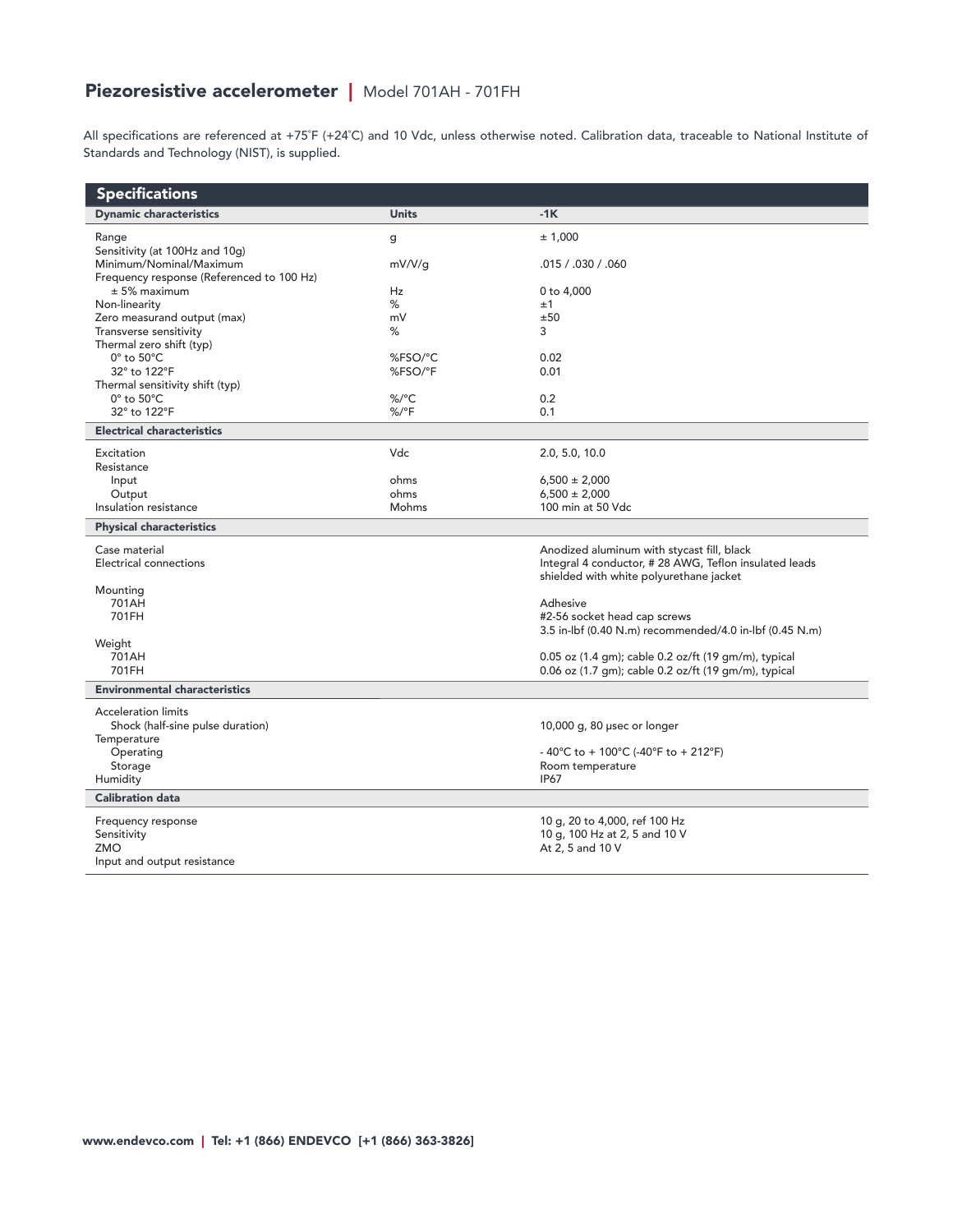## Piezoresistive accelerometer | Model 701AH - 701FH

All specifications are referenced at +75˚F (+24˚C) and 10 Vdc, unless otherwise noted. Calibration data, traceable to National Institute of Standards and Technology (NIST), is supplied.

### Specifications

| Dynamic characteristics | Units | -1K |
|---|---|---|
| Range | g | ± 1,000 |
| Sensitivity (at 100Hz and 10g) | | |
| Minimum/Nominal/Maximum | mV/V/g | .015 / .030 / .060 |
| Frequency response (Referenced to 100 Hz) | | |
| ± 5% maximum | Hz | 0 to 4,000 |
| Non-linearity | % | ±1 |
| Zero measurand output (max) | mV | ±50 |
| Transverse sensitivity | % | 3 |
| Thermal zero shift (typ) | | |
| 0° to 50°C | %FSO/°C | 0.02 |
| 32° to 122°F | %FSO/°F | 0.01 |
| Thermal sensitivity shift (typ) | | |
| 0° to 50°C | %/°C | 0.2 |
| 32° to 122°F | %/°F | 0.1 |
| **Electrical characteristics** | | |
| Excitation | Vdc | 2.0, 5.0, 10.0 |
| Resistance | | |
| Input | ohms | 6,500 ± 2,000 |
| Output | ohms | 6,500 ± 2,000 |
| Insulation resistance | Mohms | 100 min at 50 Vdc |
| **Physical characteristics** | | |
| Case material | | Anodized aluminum with stycast fill, black |
| Electrical connections | | Integral 4 conductor, # 28 AWG, Teflon insulated leads shielded with white polyurethane jacket |
| Mounting | | |
| 701AH | | Adhesive |
| 701FH | | #2-56 socket head cap screws 3.5 in-lbf (0.40 N.m) recommended/4.0 in-lbf (0.45 N.m) |
| Weight | | |
| 701AH | | 0.05 oz (1.4 gm); cable 0.2 oz/ft (19 gm/m), typical |
| 701FH | | 0.06 oz (1.7 gm); cable 0.2 oz/ft (19 gm/m), typical |
| **Environmental characteristics** | | |
| Acceleration limits | | |
| Shock (half-sine pulse duration) | | 10,000 g, 80 μsec or longer |
| Temperature | | |
| Operating | | - 40°C to + 100°C (-40°F to + 212°F) |
| Storage | | Room temperature |
| Humidity | | IP67 |
| **Calibration data** | | |
| Frequency response | | 10 g, 20 to 4,000, ref 100 Hz |
| Sensitivity | | 10 g, 100 Hz at 2, 5 and 10 V |
| ZMO | | At 2, 5 and 10 V |
| Input and output resistance | | |

www.endevco.com | Tel: +1 (866) ENDEVCO [+1 (866) 363-3826]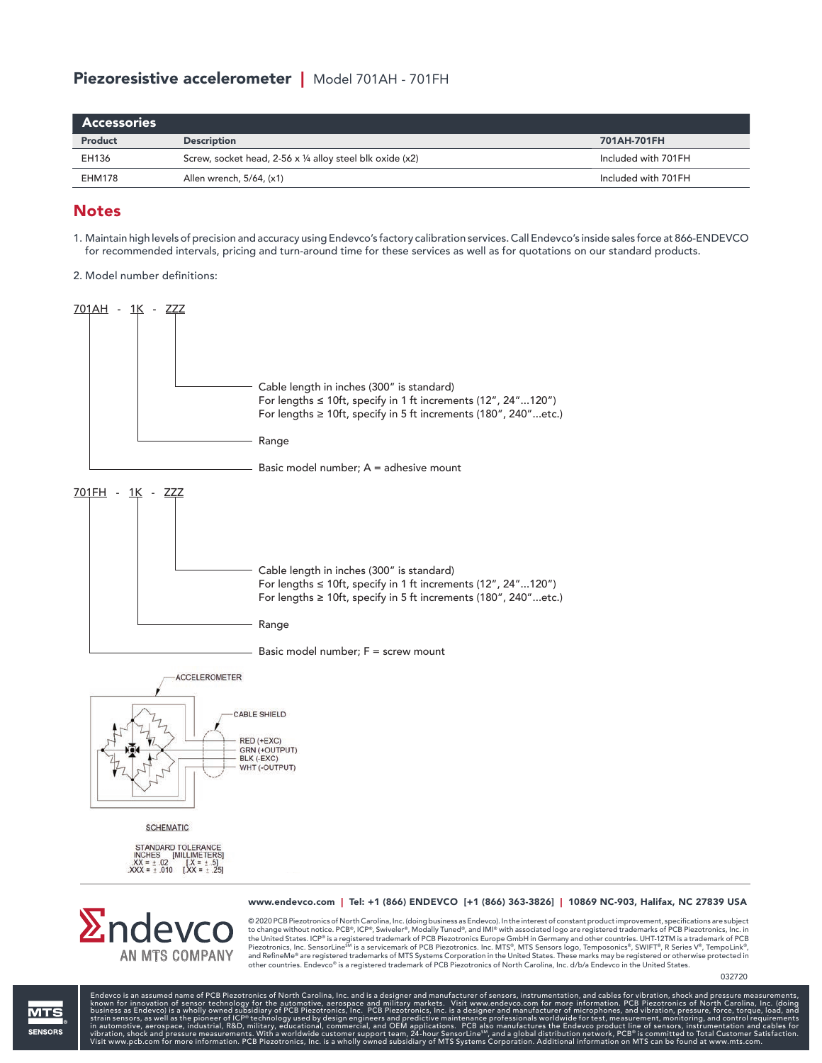## Accessories

| Product | Description | 701AH-701FH |
|---|---|---|
| EH136 | Screw, socket head, 2-56 x ¼ alloy steel blk oxide (x2) | Included with 701FH |
| EHM178 | Allen wrench, 5/64, (x1) | Included with 701FH |

## Notes

1. Maintain high levels of precision and accuracy using Endevco's factory calibration services. Call Endevco's inside sales force at 866-ENDEVCO for recommended intervals, pricing and turn-around time for these services as well as for quotations on our standard products.

2. Model number definitions:

701AH - 1K - ZZZ

- ZZZ: Cable length in inches (300" is standard)
  For lengths ≤ 10ft, specify in 1 ft increments (12", 24"...120")
  For lengths ≥ 10ft, specify in 5 ft increments (180", 240"...etc.)
- 1K: Range
- 701AH: Basic model number; A = adhesive mount

701FH - 1K - ZZZ

- ZZZ: Cable length in inches (300" is standard)
  For lengths ≤ 10ft, specify in 1 ft increments (12", 24"...120")
  For lengths ≥ 10ft, specify in 5 ft increments (180", 240"...etc.)
- 1K: Range
- 701FH: Basic model number; F = screw mount

ACCELEROMETER

CABLE SHIELD

RED (+EXC)
GRN (+OUTPUT)
BLK (-EXC)
WHT (-OUTPUT)

SCHEMATIC

STANDARD TOLERANCE
INCHES [MILLIMETERS]
.XX = ± .02 [.X = ± .5]
.XXX = ± .010 [.XX = ± .25]

**www.endevco.com | Tel: +1 (866) ENDEVCO [+1 (866) 363-3826] | 10869 NC-903, Halifax, NC 27839 USA**

Endevco
AN MTS COMPANY

© 2020 PCB Piezotronics of North Carolina, Inc. (doing business as Endevco). In the interest of constant product improvement, specifications are subject to change without notice. PCB®, ICP®, Swiveler®, Modally Tuned®, and IMI® with associated logo are registered trademarks of PCB Piezotronics, Inc. in the United States. ICP® is a registered trademark of PCB Piezotronics Europe GmbH in Germany and other countries. UHT-12TM is a trademark of PCB Piezotronics, Inc. SensorLine℠ is a servicemark of PCB Piezotronics. Inc. MTS®, MTS Sensors logo, Temposonics®, SWIFT®, R Series V®, TempoLink®, and RefineMe® are registered trademarks of MTS Systems Corporation in the United States. These marks may be registered or otherwise protected in other countries. Endevco® is a registered trademark of PCB Piezotronics of North Carolina, Inc. d/b/a Endevco in the United States.

032720

MTS SENSORS

Endevco is an assumed name of PCB Piezotronics of North Carolina, Inc. and is a designer and manufacturer of sensors, instrumentation, and cables for vibration, shock and pressure measurements, known for innovation of sensor technology for the automotive, aerospace and military markets. Visit www.endevco.com for more information. PCB Piezotronics of North Carolina, Inc. (doing business as Endevco) is a wholly owned subsidiary of PCB Piezotronics, Inc. PCB Piezotronics, Inc. is a designer and manufacturer of microphones, and vibration, pressure, force, torque, load, and strain sensors, as well as the pioneer of ICP® technology used by design engineers and predictive maintenance professionals worldwide for test, measurement, monitoring, and control requirements in automotive, aerospace, industrial, R&D, military, educational, commercial, and OEM applications. PCB also manufactures the Endevco product line of sensors, instrumentation and cables for vibration, shock and pressure measurements. With a worldwide customer support team, 24-hour SensorLine℠, and a global distribution network, PCB® is committed to Total Customer Satisfaction. Visit www.pcb.com for more information. PCB Piezotronics, Inc. is a wholly owned subsidiary of MTS Systems Corporation. Additional information on MTS can be found at www.mts.com.